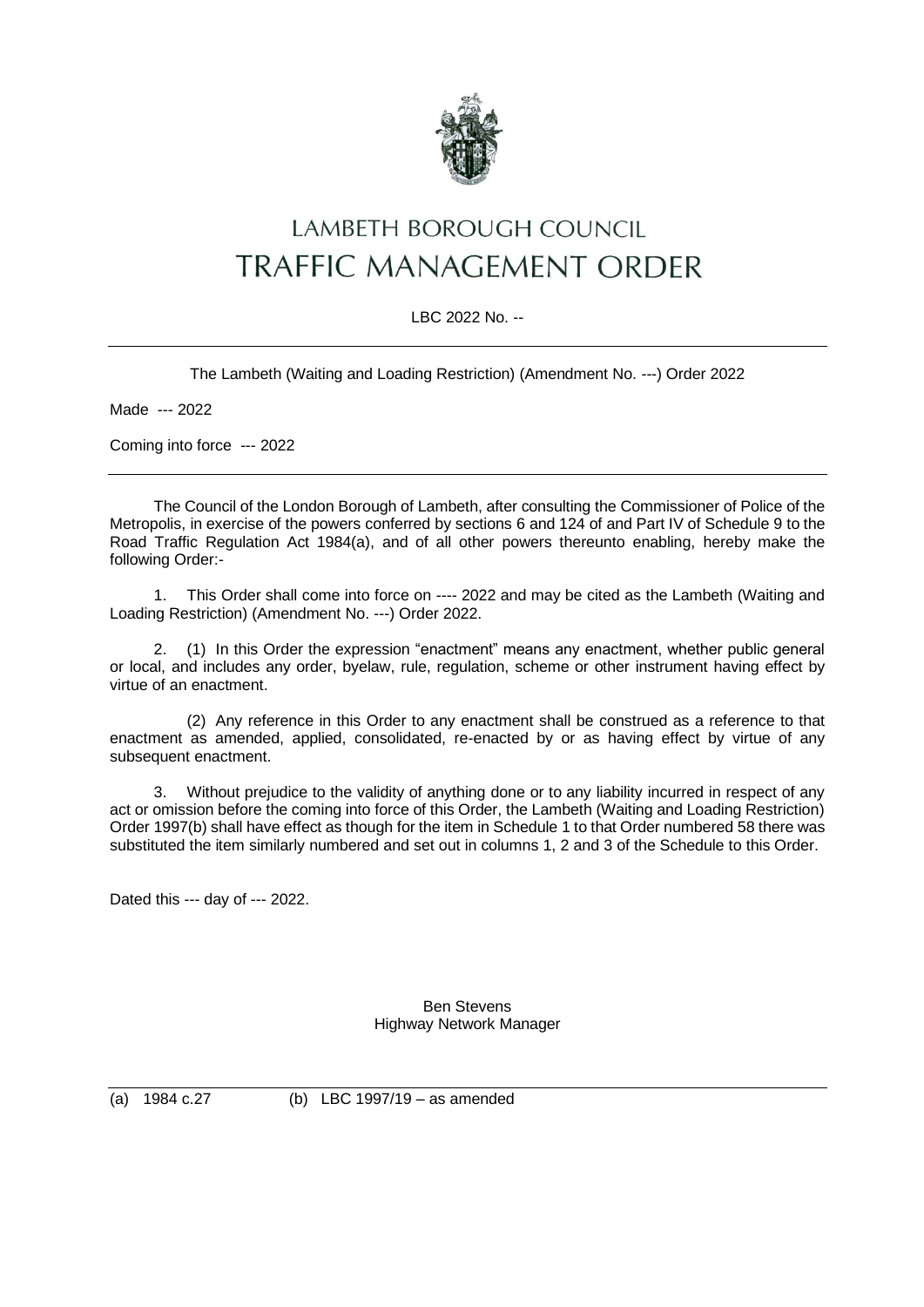# LAMBETH BOROUGH COUNCIL

# TRAFFIC MANAGEMENT ORDER

LBC 2022 No. --

---

The Lambeth (Waiting and Loading Restriction) (Amendment No. ---) Order 2022

Made --- 2022

Coming into force --- 2022

---

The Council of the London Borough of Lambeth, after consulting the Commissioner of Police of the Metropolis, in exercise of the powers conferred by sections 6 and 124 of and Part IV of Schedule 9 to the Road Traffic Regulation Act 1984(a), and of all other powers thereunto enabling, hereby make the following Order:-

1. This Order shall come into force on ---- 2022 and may be cited as the Lambeth (Waiting and Loading Restriction) (Amendment No. ---) Order 2022.

2. (1) In this Order the expression "enactment" means any enactment, whether public general or local, and includes any order, byelaw, rule, regulation, scheme or other instrument having effect by virtue of an enactment.

(2) Any reference in this Order to any enactment shall be construed as a reference to that enactment as amended, applied, consolidated, re-enacted by or as having effect by virtue of any subsequent enactment.

3. Without prejudice to the validity of anything done or to any liability incurred in respect of any act or omission before the coming into force of this Order, the Lambeth (Waiting and Loading Restriction) Order 1997(b) shall have effect as though for the item in Schedule 1 to that Order numbered 58 there was substituted the item similarly numbered and set out in columns 1, 2 and 3 of the Schedule to this Order.

Dated this --- day of --- 2022.

Ben Stevens
Highway Network Manager

---

(a) 1984 c.27 (b) LBC 1997/19 – as amended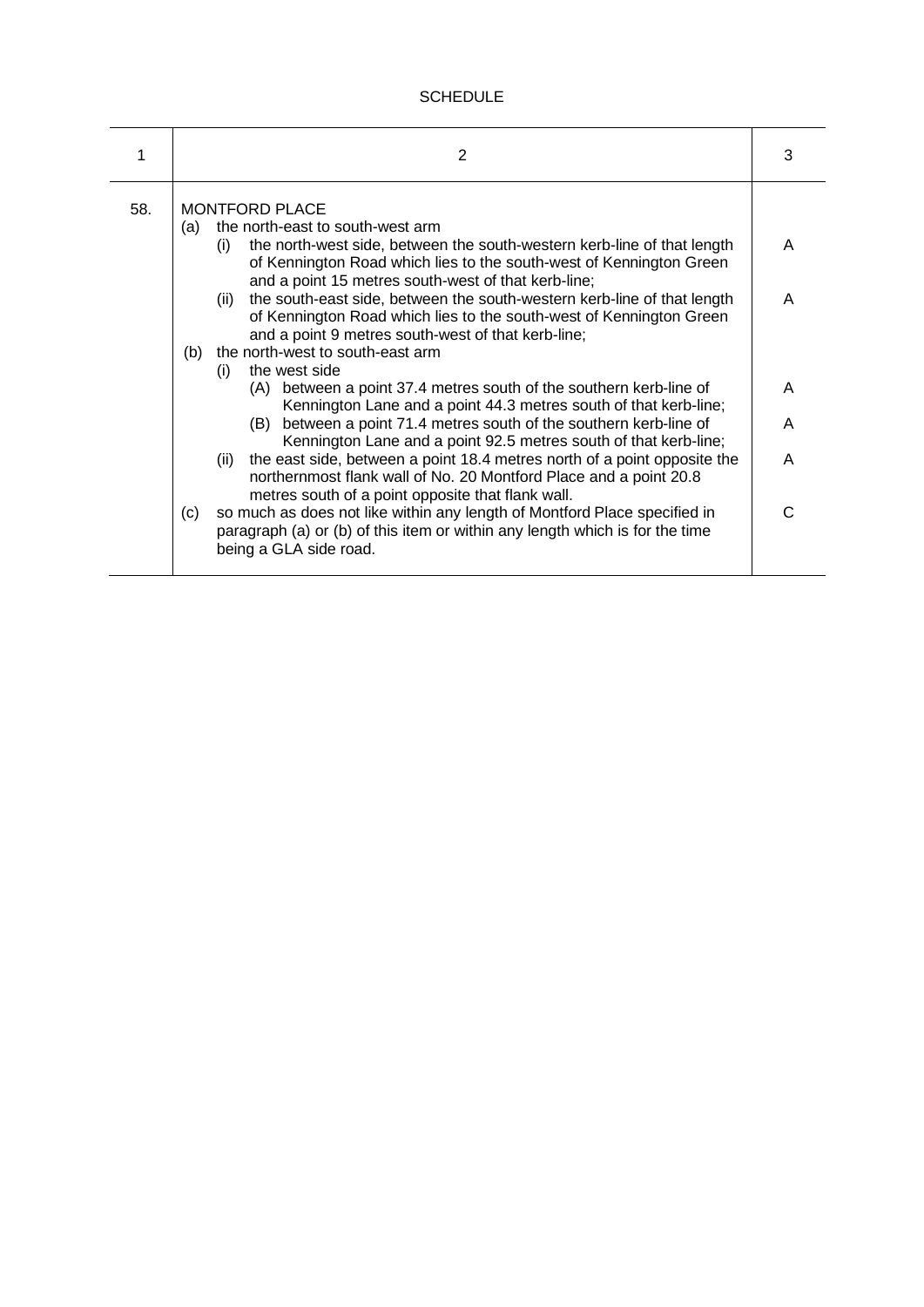SCHEDULE

| 1 | 2 | 3 |
|---|---|---|
| 58. | MONTFORD PLACE<br>(a) the north-east to south-west arm<br>(i) the north-west side, between the south-western kerb-line of that length of Kennington Road which lies to the south-west of Kennington Green and a point 15 metres south-west of that kerb-line; | A |
| | (ii) the south-east side, between the south-western kerb-line of that length of Kennington Road which lies to the south-west of Kennington Green and a point 9 metres south-west of that kerb-line; | A |
| | (b) the north-west to south-east arm<br>(i) the west side<br>(A) between a point 37.4 metres south of the southern kerb-line of Kennington Lane and a point 44.3 metres south of that kerb-line; | A |
| | (B) between a point 71.4 metres south of the southern kerb-line of Kennington Lane and a point 92.5 metres south of that kerb-line; | A |
| | (ii) the east side, between a point 18.4 metres north of a point opposite the northernmost flank wall of No. 20 Montford Place and a point 20.8 metres south of a point opposite that flank wall. | A |
| | (c) so much as does not like within any length of Montford Place specified in paragraph (a) or (b) of this item or within any length which is for the time being a GLA side road. | C |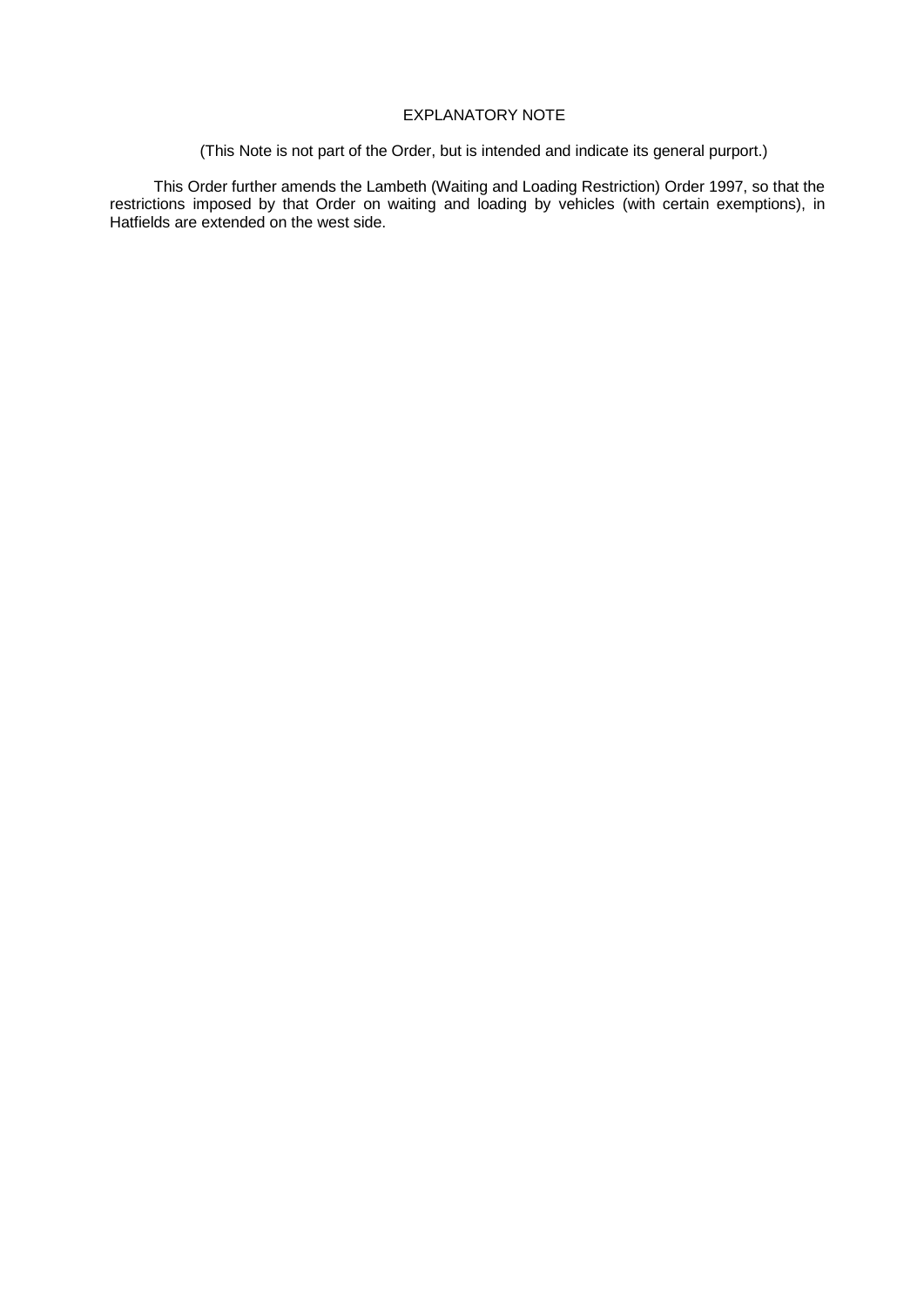# EXPLANATORY NOTE

(This Note is not part of the Order, but is intended and indicate its general purport.)

This Order further amends the Lambeth (Waiting and Loading Restriction) Order 1997, so that the restrictions imposed by that Order on waiting and loading by vehicles (with certain exemptions), in Hatfields are extended on the west side.